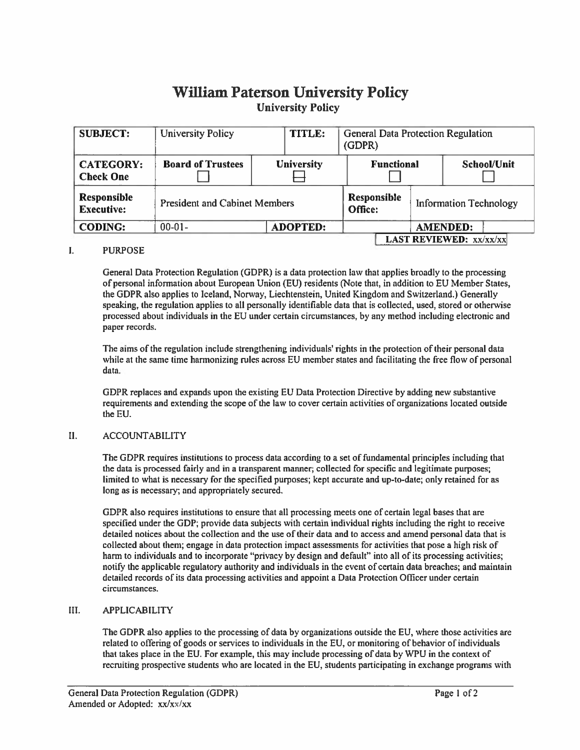# William Paterson University Policy

## University Policy

| SUBJECT: | University Policy | | TITLE: | General Data Protection Regulation (GDPR) | | |
|---|---|---|---|---|---|---|
| **CATEGORY: Check One** | **Board of Trustees** ☐ | | **University** ☒ | **Functional** ☐ | | **School/Unit** ☐ |
| **Responsible Executive:** | President and Cabinet Members | | | **Responsible Office:** | Information Technology | |
| **CODING:** | 00-01- | **ADOPTED:** | | | **AMENDED:** | |
| | | | | | **LAST REVIEWED:** xx/xx/xx | |

## I. PURPOSE

General Data Protection Regulation (GDPR) is a data protection law that applies broadly to the processing of personal information about European Union (EU) residents (Note that, in addition to EU Member States, the GDPR also applies to Iceland, Norway, Liechtenstein, United Kingdom and Switzerland.) Generally speaking, the regulation applies to all personally identifiable data that is collected, used, stored or otherwise processed about individuals in the EU under certain circumstances, by any method including electronic and paper records.

The aims of the regulation include strengthening individuals' rights in the protection of their personal data while at the same time harmonizing rules across EU member states and facilitating the free flow of personal data.

GDPR replaces and expands upon the existing EU Data Protection Directive by adding new substantive requirements and extending the scope of the law to cover certain activities of organizations located outside the EU.

## II. ACCOUNTABILITY

The GDPR requires institutions to process data according to a set of fundamental principles including that the data is processed fairly and in a transparent manner; collected for specific and legitimate purposes; limited to what is necessary for the specified purposes; kept accurate and up-to-date; only retained for as long as is necessary; and appropriately secured.

GDPR also requires institutions to ensure that all processing meets one of certain legal bases that are specified under the GDP; provide data subjects with certain individual rights including the right to receive detailed notices about the collection and the use of their data and to access and amend personal data that is collected about them; engage in data protection impact assessments for activities that pose a high risk of harm to individuals and to incorporate "privacy by design and default" into all of its processing activities; notify the applicable regulatory authority and individuals in the event of certain data breaches; and maintain detailed records of its data processing activities and appoint a Data Protection Officer under certain circumstances.

## III. APPLICABILITY

The GDPR also applies to the processing of data by organizations outside the EU, where those activities are related to offering of goods or services to individuals in the EU, or monitoring of behavior of individuals that takes place in the EU. For example, this may include processing of data by WPU in the context of recruiting prospective students who are located in the EU, students participating in exchange programs with

General Data Protection Regulation (GDPR)
Amended or Adopted: xx/xx/xx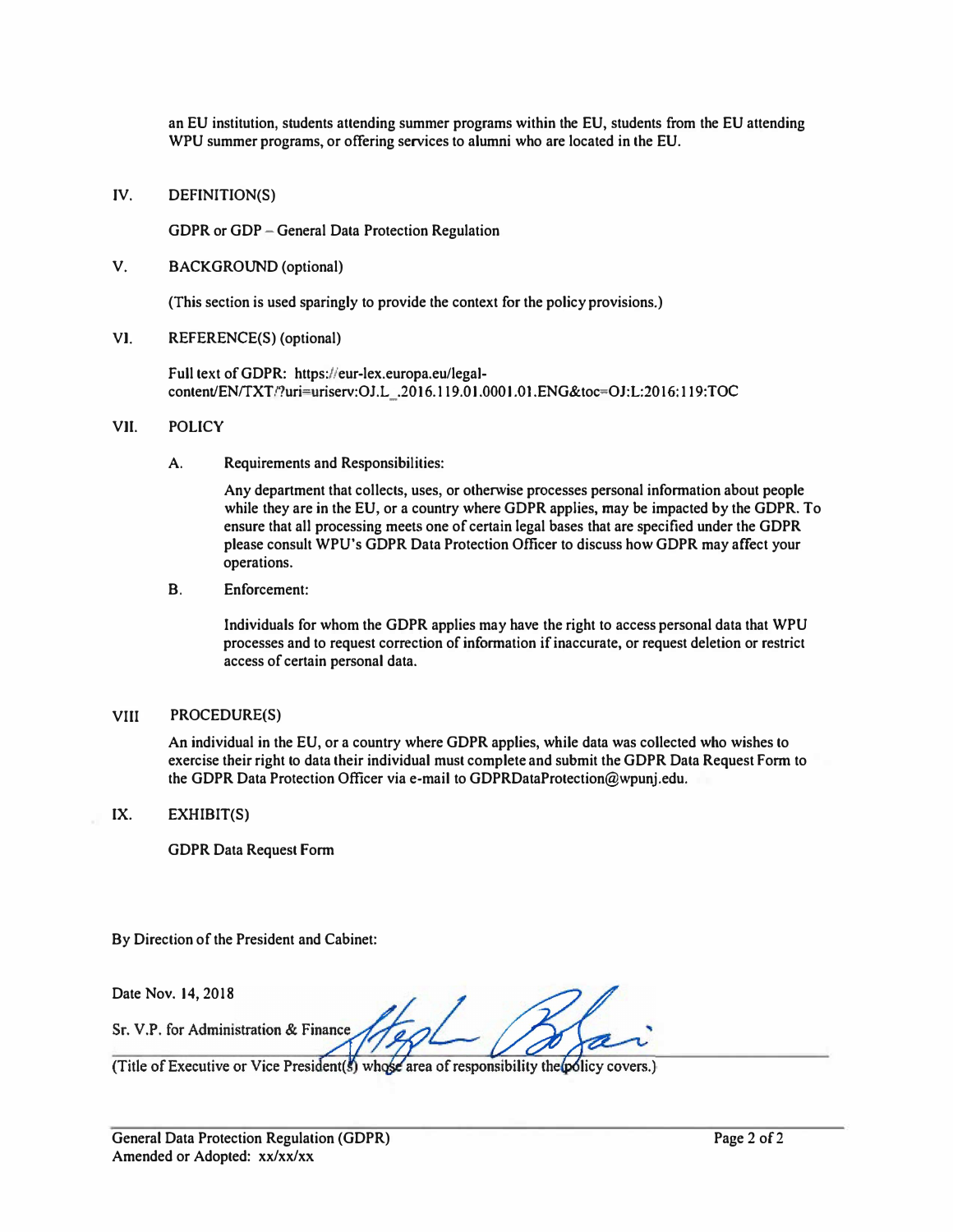an EU institution, students attending summer programs within the EU, students from the EU attending WPU summer programs, or offering services to alumni who are located in the EU.

## IV. DEFINITION(S)

GDPR or GDP – General Data Protection Regulation

## V. BACKGROUND (optional)

(This section is used sparingly to provide the context for the policy provisions.)

## VI. REFERENCE(S) (optional)

Full text of GDPR: https://eur-lex.europa.eu/legal-content/EN/TXT/?uri=uriserv:OJ.L_.2016.119.01.0001.01.ENG&toc=OJ:L:2016:119:TOC

## VII. POLICY

### A. Requirements and Responsibilities:

Any department that collects, uses, or otherwise processes personal information about people while they are in the EU, or a country where GDPR applies, may be impacted by the GDPR. To ensure that all processing meets one of certain legal bases that are specified under the GDPR please consult WPU's GDPR Data Protection Officer to discuss how GDPR may affect your operations.

### B. Enforcement:

Individuals for whom the GDPR applies may have the right to access personal data that WPU processes and to request correction of information if inaccurate, or request deletion or restrict access of certain personal data.

## VIII PROCEDURE(S)

An individual in the EU, or a country where GDPR applies, while data was collected who wishes to exercise their right to data their individual must complete and submit the GDPR Data Request Form to the GDPR Data Protection Officer via e-mail to GDPRDataProtection@wpunj.edu.

## IX. EXHIBIT(S)

GDPR Data Request Form

By Direction of the President and Cabinet:

Date Nov. 14, 2018

Sr. V.P. for Administration & Finance

(Title of Executive or Vice President(s) whose area of responsibility the policy covers.)

General Data Protection Regulation (GDPR)
Amended or Adopted: xx/xx/xx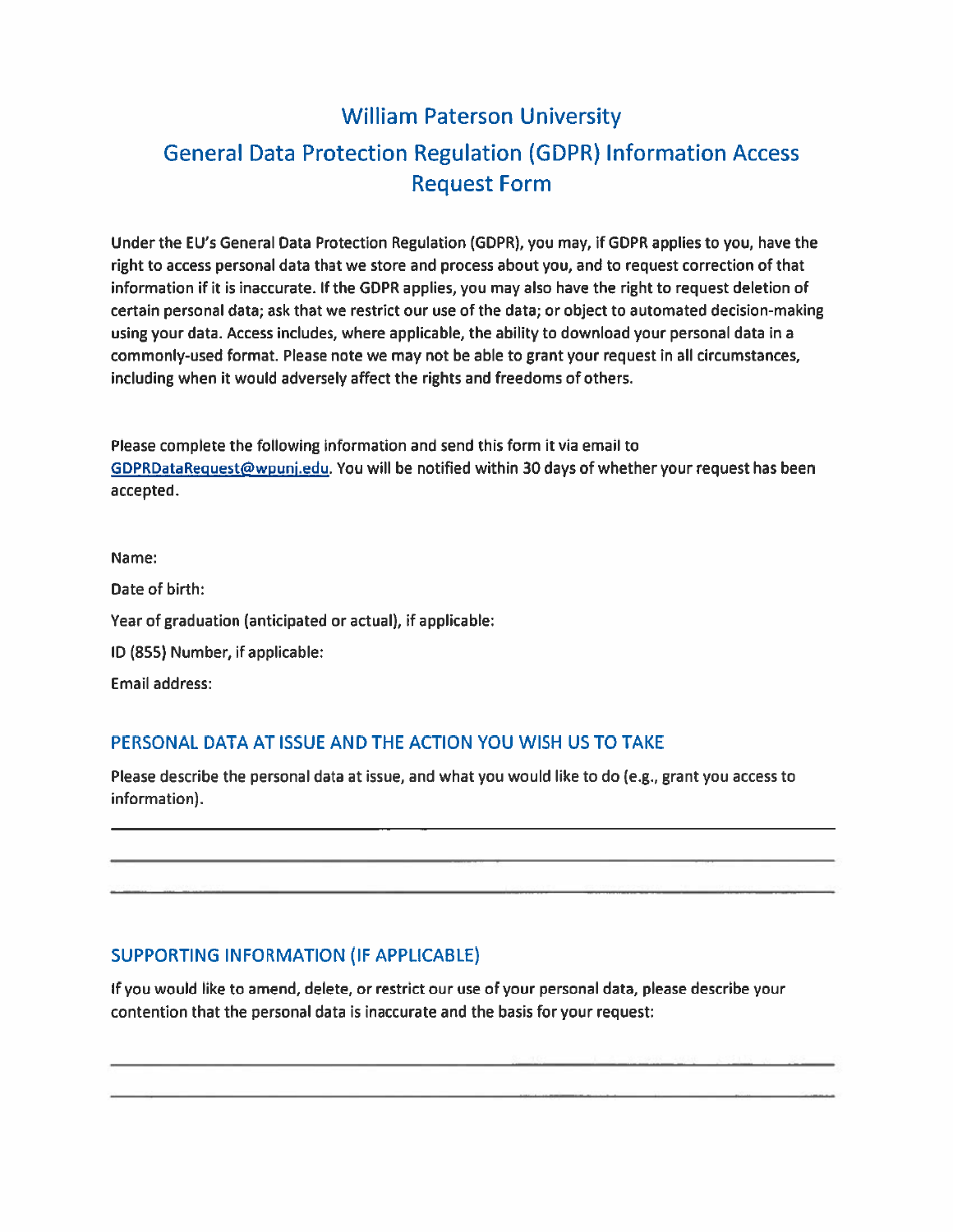# William Paterson University

# General Data Protection Regulation (GDPR) Information Access Request Form

Under the EU's General Data Protection Regulation (GDPR), you may, if GDPR applies to you, have the right to access personal data that we store and process about you, and to request correction of that information if it is inaccurate. If the GDPR applies, you may also have the right to request deletion of certain personal data; ask that we restrict our use of the data; or object to automated decision-making using your data. Access includes, where applicable, the ability to download your personal data in a commonly-used format. Please note we may not be able to grant your request in all circumstances, including when it would adversely affect the rights and freedoms of others.

Please complete the following information and send this form it via email to GDPRDataRequest@wpunj.edu. You will be notified within 30 days of whether your request has been accepted.

Name:

Date of birth:

Year of graduation (anticipated or actual), if applicable:

ID (855) Number, if applicable:

Email address:

## PERSONAL DATA AT ISSUE AND THE ACTION YOU WISH US TO TAKE

Please describe the personal data at issue, and what you would like to do (e.g., grant you access to information).

______________________________________________________________________

______________________________________________________________________

______________________________________________________________________

## SUPPORTING INFORMATION (IF APPLICABLE)

If you would like to amend, delete, or restrict our use of your personal data, please describe your contention that the personal data is inaccurate and the basis for your request:

______________________________________________________________________

______________________________________________________________________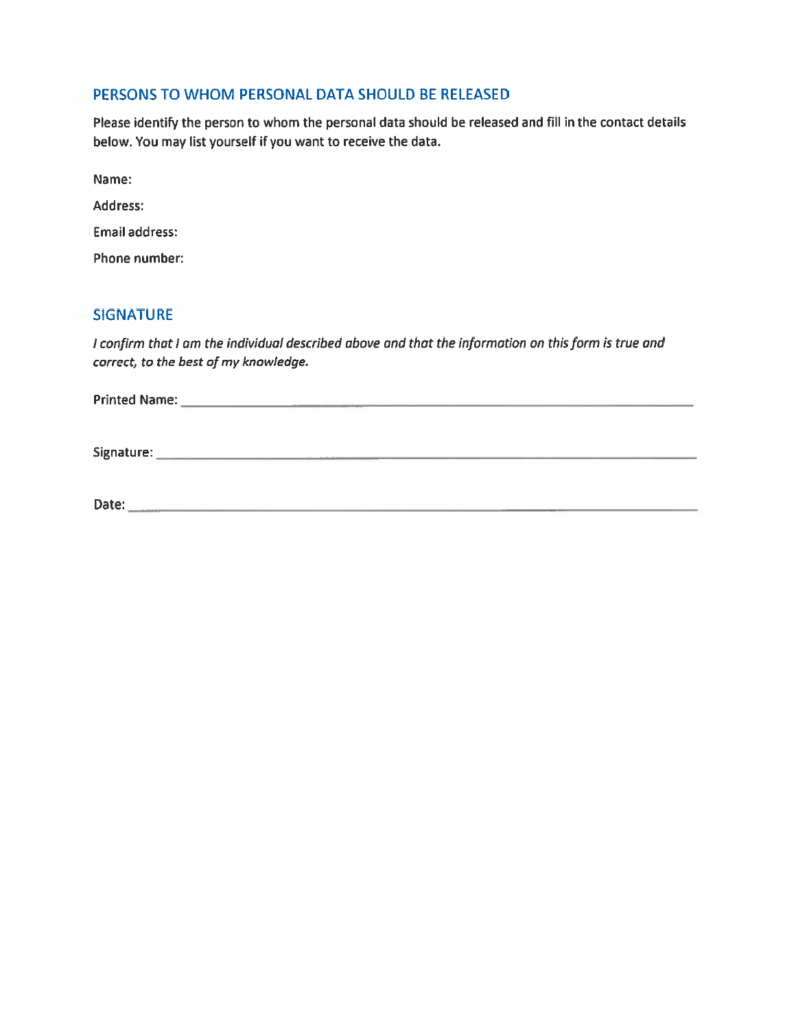## PERSONS TO WHOM PERSONAL DATA SHOULD BE RELEASED

Please identify the person to whom the personal data should be released and fill in the contact details below. You may list yourself if you want to receive the data.

Name:

Address:

Email address:

Phone number:

## SIGNATURE

*I confirm that I am the individual described above and that the information on this form is true and correct, to the best of my knowledge.*

Printed Name: ______________________________

Signature: ______________________________

Date: ______________________________